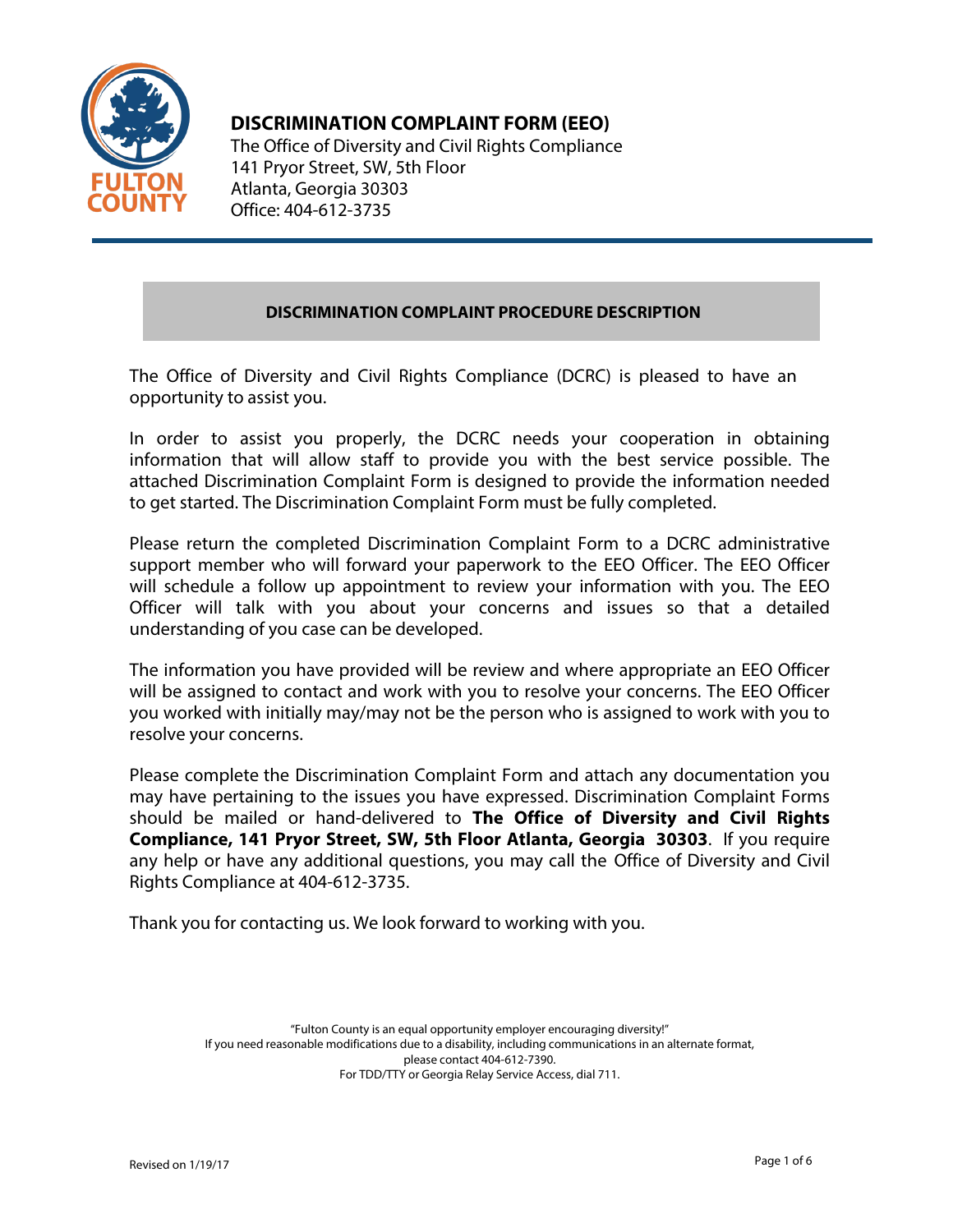# DISCRIMINATION COMPLAINT FORM (EEO)

The Office of Diversity and Civil Rights Compliance
141 Pryor Street, SW, 5th Floor
Atlanta, Georgia 30303
Office: 404-612-3735

## DISCRIMINATION COMPLAINT PROCEDURE DESCRIPTION

The Office of Diversity and Civil Rights Compliance (DCRC) is pleased to have an opportunity to assist you.

In order to assist you properly, the DCRC needs your cooperation in obtaining information that will allow staff to provide you with the best service possible. The attached Discrimination Complaint Form is designed to provide the information needed to get started. The Discrimination Complaint Form must be fully completed.

Please return the completed Discrimination Complaint Form to a DCRC administrative support member who will forward your paperwork to the EEO Officer. The EEO Officer will schedule a follow up appointment to review your information with you. The EEO Officer will talk with you about your concerns and issues so that a detailed understanding of you case can be developed.

The information you have provided will be review and where appropriate an EEO Officer will be assigned to contact and work with you to resolve your concerns. The EEO Officer you worked with initially may/may not be the person who is assigned to work with you to resolve your concerns.

Please complete the Discrimination Complaint Form and attach any documentation you may have pertaining to the issues you have expressed. Discrimination Complaint Forms should be mailed or hand-delivered to **The Office of Diversity and Civil Rights Compliance, 141 Pryor Street, SW, 5th Floor Atlanta, Georgia 30303**. If you require any help or have any additional questions, you may call the Office of Diversity and Civil Rights Compliance at 404-612-3735.

Thank you for contacting us. We look forward to working with you.

"Fulton County is an equal opportunity employer encouraging diversity!"
If you need reasonable modifications due to a disability, including communications in an alternate format, please contact 404-612-7390.
For TDD/TTY or Georgia Relay Service Access, dial 711.

Revised on 1/19/17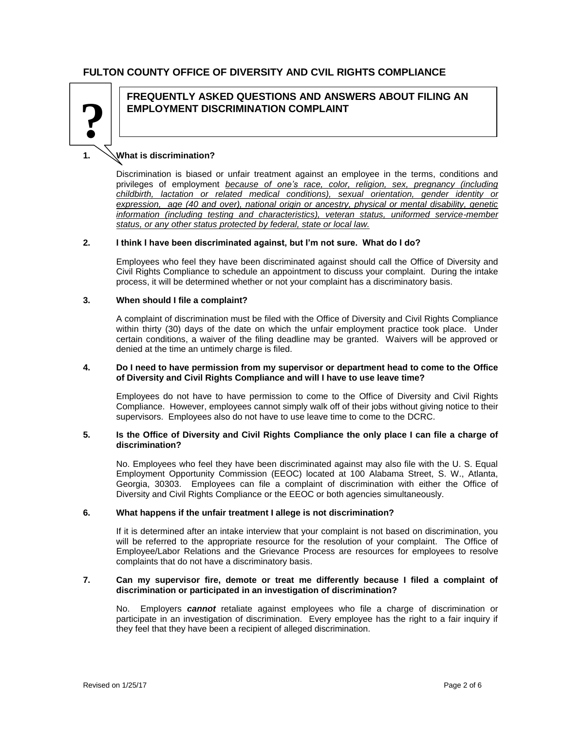# FULTON COUNTY OFFICE OF DIVERSITY AND CVIL RIGHTS COMPLIANCE

## FREQUENTLY ASKED QUESTIONS AND ANSWERS ABOUT FILING AN EMPLOYMENT DISCRIMINATION COMPLAINT

**1. What is discrimination?**

Discrimination is biased or unfair treatment against an employee in the terms, conditions and privileges of employment *because of one's race, color, religion, sex, pregnancy (including childbirth, lactation or related medical conditions), sexual orientation, gender identity or expression, age (40 and over), national origin or ancestry, physical or mental disability, genetic information (including testing and characteristics), veteran status, uniformed service-member status, or any other status protected by federal, state or local law.*

**2. I think I have been discriminated against, but I'm not sure. What do I do?**

Employees who feel they have been discriminated against should call the Office of Diversity and Civil Rights Compliance to schedule an appointment to discuss your complaint. During the intake process, it will be determined whether or not your complaint has a discriminatory basis.

**3. When should I file a complaint?**

A complaint of discrimination must be filed with the Office of Diversity and Civil Rights Compliance within thirty (30) days of the date on which the unfair employment practice took place. Under certain conditions, a waiver of the filing deadline may be granted. Waivers will be approved or denied at the time an untimely charge is filed.

**4. Do I need to have permission from my supervisor or department head to come to the Office of Diversity and Civil Rights Compliance and will I have to use leave time?**

Employees do not have to have permission to come to the Office of Diversity and Civil Rights Compliance. However, employees cannot simply walk off of their jobs without giving notice to their supervisors. Employees also do not have to use leave time to come to the DCRC.

**5. Is the Office of Diversity and Civil Rights Compliance the only place I can file a charge of discrimination?**

No. Employees who feel they have been discriminated against may also file with the U. S. Equal Employment Opportunity Commission (EEOC) located at 100 Alabama Street, S. W., Atlanta, Georgia, 30303. Employees can file a complaint of discrimination with either the Office of Diversity and Civil Rights Compliance or the EEOC or both agencies simultaneously.

**6. What happens if the unfair treatment I allege is not discrimination?**

If it is determined after an intake interview that your complaint is not based on discrimination, you will be referred to the appropriate resource for the resolution of your complaint. The Office of Employee/Labor Relations and the Grievance Process are resources for employees to resolve complaints that do not have a discriminatory basis.

**7. Can my supervisor fire, demote or treat me differently because I filed a complaint of discrimination or participated in an investigation of discrimination?**

No. Employers ***cannot*** retaliate against employees who file a charge of discrimination or participate in an investigation of discrimination. Every employee has the right to a fair inquiry if they feel that they have been a recipient of alleged discrimination.

Revised on 1/25/17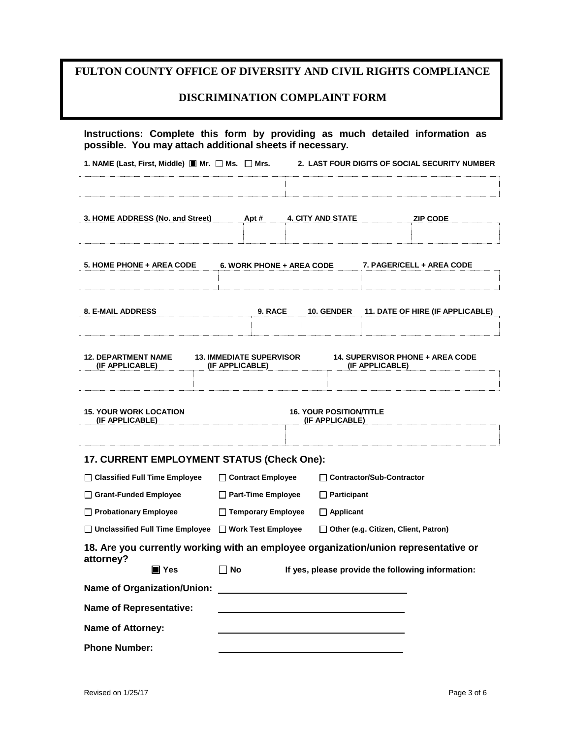# FULTON COUNTY OFFICE OF DIVERSITY AND CIVIL RIGHTS COMPLIANCE

## DISCRIMINATION COMPLAINT FORM

**Instructions: Complete this form by providing as much detailed information as possible. You may attach additional sheets if necessary.**

| 1. NAME (Last, First, Middle) ■ Mr. ☐ Ms. ☐ Mrs. | 2. LAST FOUR DIGITS OF SOCIAL SECURITY NUMBER |
|---|---|
| | |

| 3. HOME ADDRESS (No. and Street) | Apt # | 4. CITY AND STATE | ZIP CODE |
|---|---|---|---|
| | | | |

| 5. HOME PHONE + AREA CODE | 6. WORK PHONE + AREA CODE | 7. PAGER/CELL + AREA CODE |
|---|---|---|
| | | |

| 8. E-MAIL ADDRESS | 9. RACE | 10. GENDER | 11. DATE OF HIRE (IF APPLICABLE) |
|---|---|---|---|
| | | | |

| 12. DEPARTMENT NAME (IF APPLICABLE) | 13. IMMEDIATE SUPERVISOR (IF APPLICABLE) | 14. SUPERVISOR PHONE + AREA CODE (IF APPLICABLE) |
|---|---|---|
| | | |

| 15. YOUR WORK LOCATION (IF APPLICABLE) | 16. YOUR POSITION/TITLE (IF APPLICABLE) |
|---|---|
| | |

### 17. CURRENT EMPLOYMENT STATUS (Check One):

| | | |
|---|---|---|
| ☐ Classified Full Time Employee | ☐ Contract Employee | ☐ Contractor/Sub-Contractor |
| ☐ Grant-Funded Employee | ☐ Part-Time Employee | ☐ Participant |
| ☐ Probationary Employee | ☐ Temporary Employee | ☐ Applicant |
| ☐ Unclassified Full Time Employee | ☐ Work Test Employee | ☐ Other (e.g. Citizen, Client, Patron) |

### 18. Are you currently working with an employee organization/union representative or attorney?

■ Yes ☐ No **If yes, please provide the following information:**

**Name of Organization/Union:** ____________________

**Name of Representative:** ____________________

**Name of Attorney:** ____________________

**Phone Number:** ____________________

Revised on 1/25/17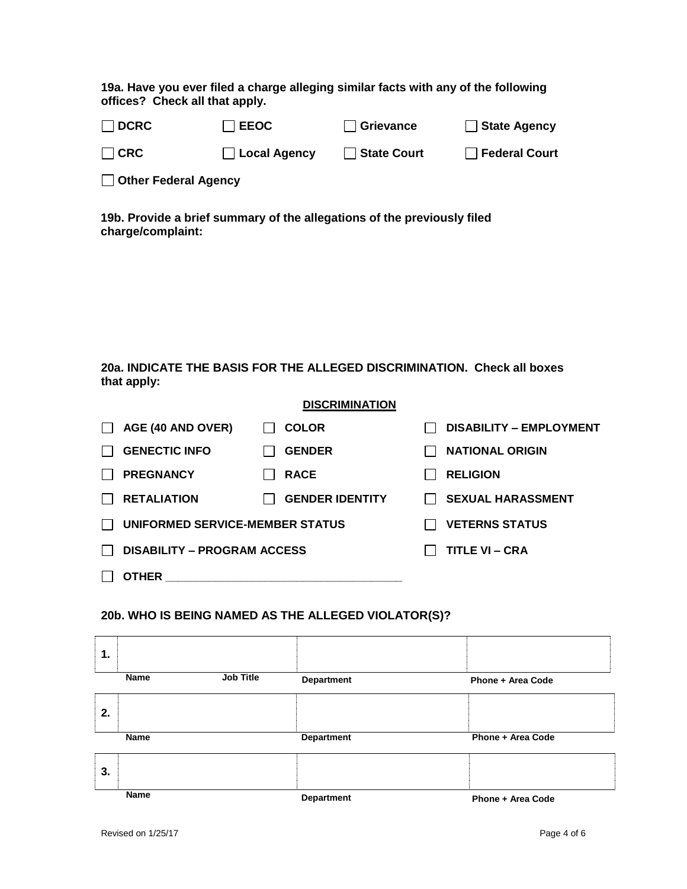**19a. Have you ever filed a charge alleging similar facts with any of the following offices? Check all that apply.**

- ☐ **DCRC**
- ☐ **EEOC**
- ☐ **Grievance**
- ☐ **State Agency**
- ☐ **CRC**
- ☐ **Local Agency**
- ☐ **State Court**
- ☐ **Federal Court**
- ☐ **Other Federal Agency**

**19b. Provide a brief summary of the allegations of the previously filed charge/complaint:**

**20a. INDICATE THE BASIS FOR THE ALLEGED DISCRIMINATION. Check all boxes that apply:**

**DISCRIMINATION**

- ☐ **AGE (40 AND OVER)**
- ☐ **COLOR**
- ☐ **DISABILITY – EMPLOYMENT**
- ☐ **GENECTIC INFO**
- ☐ **GENDER**
- ☐ **NATIONAL ORIGIN**
- ☐ **PREGNANCY**
- ☐ **RACE**
- ☐ **RELIGION**
- ☐ **RETALIATION**
- ☐ **GENDER IDENTITY**
- ☐ **SEXUAL HARASSMENT**
- ☐ **UNIFORMED SERVICE-MEMBER STATUS**
- ☐ **VETERNS STATUS**
- ☐ **DISABILITY – PROGRAM ACCESS**
- ☐ **TITLE VI – CRA**
- ☐ **OTHER** ______________________________________

**20b. WHO IS BEING NAMED AS THE ALLEGED VIOLATOR(S)?**

| | | | |
|---|---|---|---|
| **1.** | | | |
| | **Name** / **Job Title** | **Department** | **Phone + Area Code** |
| **2.** | | | |
| | **Name** | **Department** | **Phone + Area Code** |
| **3.** | | | |
| | **Name** | **Department** | **Phone + Area Code** |

Revised on 1/25/17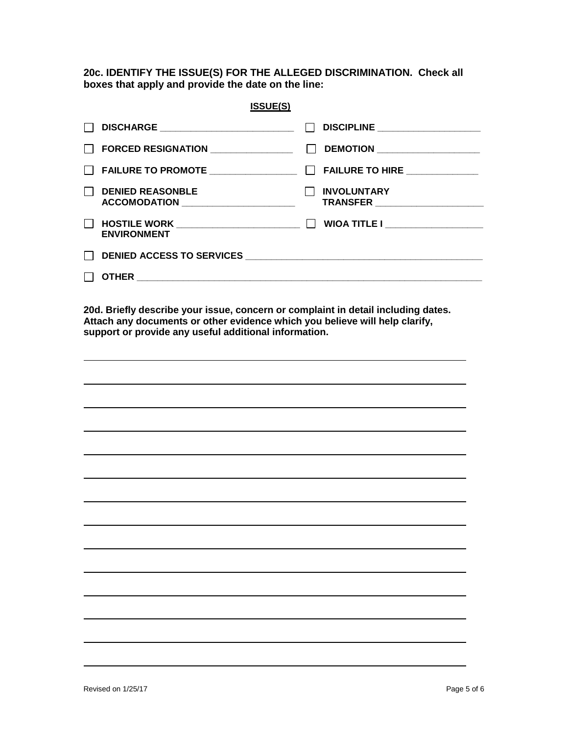**20c. IDENTIFY THE ISSUE(S) FOR THE ALLEGED DISCRIMINATION. Check all boxes that apply and provide the date on the line:**

**ISSUE(S)**

- ☐ **DISCHARGE** ____________________
- ☐ **DISCIPLINE** ____________________
- ☐ **FORCED RESIGNATION** ____________________
- ☐ **DEMOTION** ____________________
- ☐ **FAILURE TO PROMOTE** ____________________
- ☐ **FAILURE TO HIRE** ____________________
- ☐ **DENIED REASONBLE ACCOMODATION** ____________________
- ☐ **INVOLUNTARY TRANSFER** ____________________
- ☐ **HOSTILE WORK ENVIRONMENT** ____________________
- ☐ **WIOA TITLE I** ____________________
- ☐ **DENIED ACCESS TO SERVICES** ____________________
- ☐ **OTHER** ____________________

**20d. Briefly describe your issue, concern or complaint in detail including dates. Attach any documents or other evidence which you believe will help clarify, support or provide any useful additional information.**

______________________________________________________________________

______________________________________________________________________

______________________________________________________________________

______________________________________________________________________

______________________________________________________________________

______________________________________________________________________

______________________________________________________________________

______________________________________________________________________

______________________________________________________________________

______________________________________________________________________

______________________________________________________________________

______________________________________________________________________

______________________________________________________________________

______________________________________________________________________

Revised on 1/25/17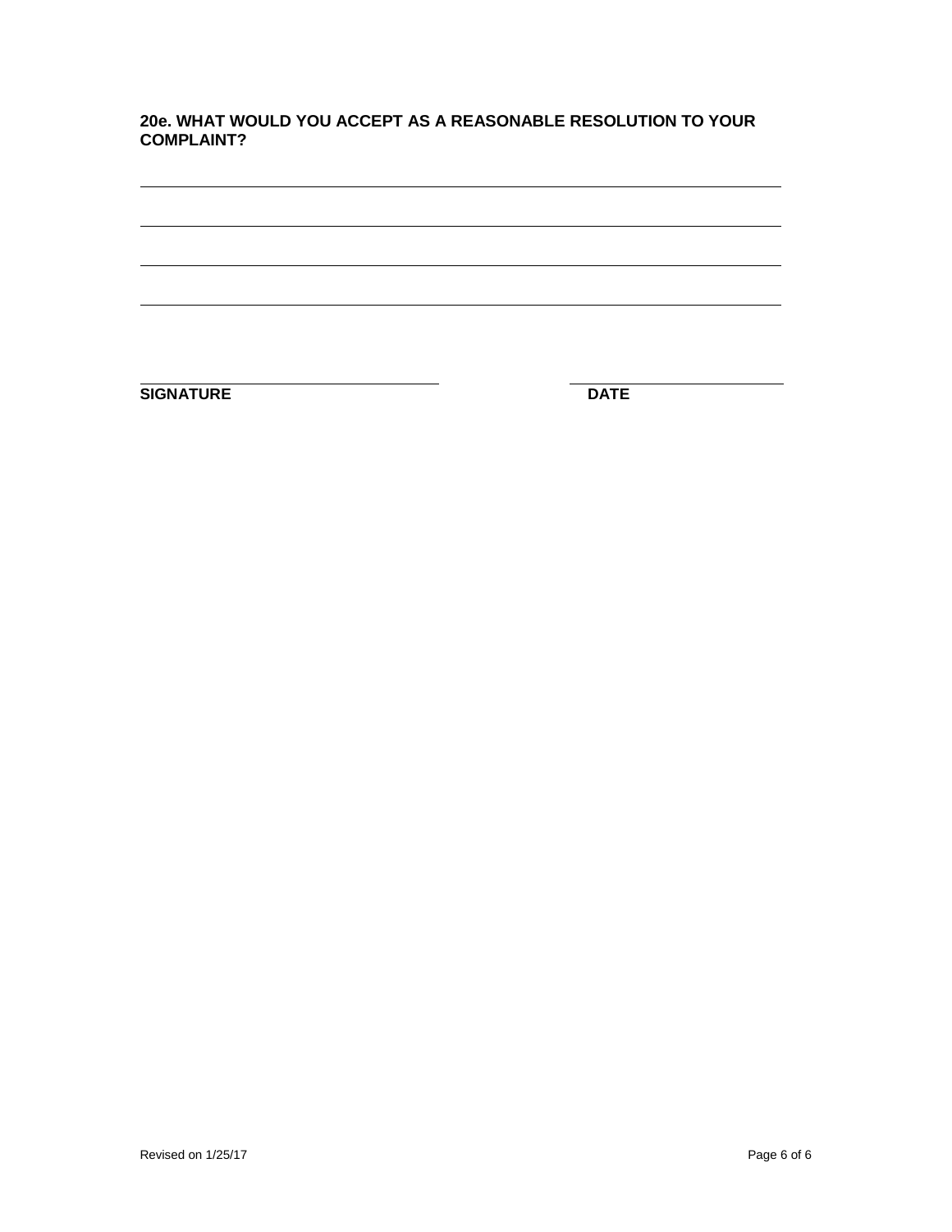**20e. WHAT WOULD YOU ACCEPT AS A REASONABLE RESOLUTION TO YOUR COMPLAINT?**

______________________________________________________________________________

______________________________________________________________________________

______________________________________________________________________________

______________________________________________________________________________

____________________________________ ________________________

**SIGNATURE** **DATE**

Revised on 1/25/17